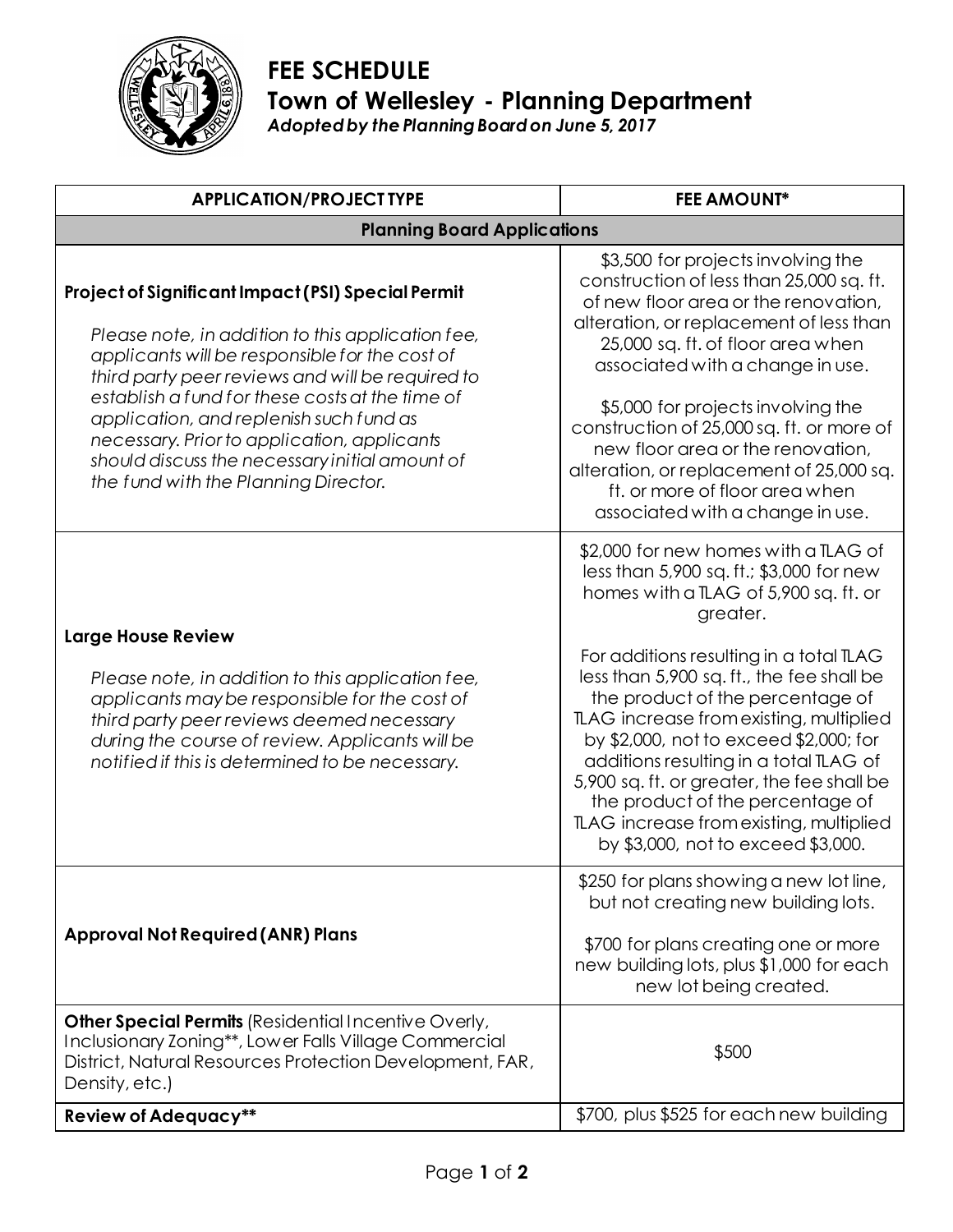# FEE SCHEDULE

## Town of Wellesley - Planning Department

*Adopted by the Planning Board on June 5, 2017*

| APPLICATION/PROJECT TYPE | FEE AMOUNT* |
|---|---|
| **Planning Board Applications** | |
| **Project of Significant Impact (PSI) Special Permit**<br><br>*Please note, in addition to this application fee, applicants will be responsible for the cost of third party peer reviews and will be required to establish a fund for these costs at the time of application, and replenish such fund as necessary. Prior to application, applicants should discuss the necessary initial amount of the fund with the Planning Director.* | $3,500 for projects involving the construction of less than 25,000 sq. ft. of new floor area or the renovation, alteration, or replacement of less than 25,000 sq. ft. of floor area when associated with a change in use.<br><br>$5,000 for projects involving the construction of 25,000 sq. ft. or more of new floor area or the renovation, alteration, or replacement of 25,000 sq. ft. or more of floor area when associated with a change in use. |
| **Large House Review**<br><br>*Please note, in addition to this application fee, applicants may be responsible for the cost of third party peer reviews deemed necessary during the course of review. Applicants will be notified if this is determined to be necessary.* | $2,000 for new homes with a TLAG of less than 5,900 sq. ft.; $3,000 for new homes with a TLAG of 5,900 sq. ft. or greater.<br><br>For additions resulting in a total TLAG less than 5,900 sq. ft., the fee shall be the product of the percentage of TLAG increase from existing, multiplied by $2,000, not to exceed $2,000; for additions resulting in a total TLAG of 5,900 sq. ft. or greater, the fee shall be the product of the percentage of TLAG increase from existing, multiplied by $3,000, not to exceed $3,000. |
| **Approval Not Required (ANR) Plans** | $250 for plans showing a new lot line, but not creating new building lots.<br><br>$700 for plans creating one or more new building lots, plus $1,000 for each new lot being created. |
| **Other Special Permits** (Residential Incentive Overly, Inclusionary Zoning**, Lower Falls Village Commercial District, Natural Resources Protection Development, FAR, Density, etc.) | $500 |
| **Review of Adequacy**** | $700, plus $525 for each new building |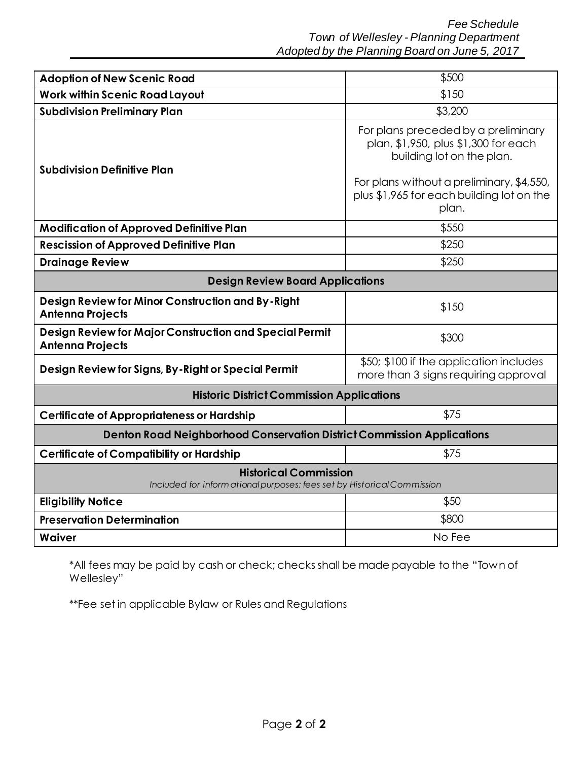| | |
|---|---|
| **Adoption of New Scenic Road** | $500 |
| **Work within Scenic Road Layout** | $150 |
| **Subdivision Preliminary Plan** | $3,200 |
| **Subdivision Definitive Plan** | For plans preceded by a preliminary plan, $1,950, plus $1,300 for each building lot on the plan.<br><br>For plans without a preliminary, $4,550, plus $1,965 for each building lot on the plan. |
| **Modification of Approved Definitive Plan** | $550 |
| **Rescission of Approved Definitive Plan** | $250 |
| **Drainage Review** | $250 |
| **Design Review Board Applications** | |
| **Design Review for Minor Construction and By-Right Antenna Projects** | $150 |
| **Design Review for Major Construction and Special Permit Antenna Projects** | $300 |
| **Design Review for Signs, By-Right or Special Permit** | $50; $100 if the application includes more than 3 signs requiring approval |
| **Historic District Commission Applications** | |
| **Certificate of Appropriateness or Hardship** | $75 |
| **Denton Road Neighborhood Conservation District Commission Applications** | |
| **Certificate of Compatibility or Hardship** | $75 |
| **Historical Commission**<br>*Included for informational purposes; fees set by Historical Commission* | |
| **Eligibility Notice** | $50 |
| **Preservation Determination** | $800 |
| **Waiver** | No Fee |

*All fees may be paid by cash or check; checks shall be made payable to the "Town of Wellesley"

**Fee set in applicable Bylaw or Rules and Regulations